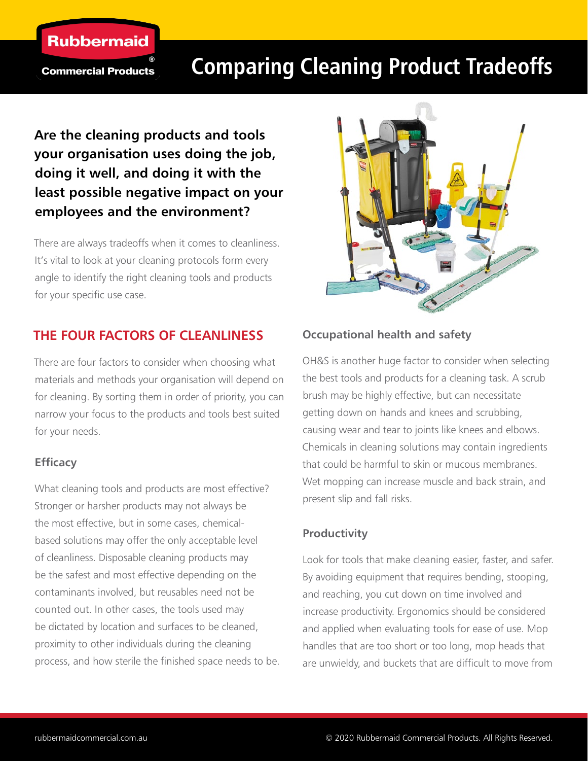Rubbermaid Commercial Products

# Comparing Cleaning Product Tradeoffs

**Are the cleaning products and tools your organisation uses doing the job, doing it well, and doing it with the least possible negative impact on your employees and the environment?**

There are always tradeoffs when it comes to cleanliness. It's vital to look at your cleaning protocols form every angle to identify the right cleaning tools and products for your specific use case.

## THE FOUR FACTORS OF CLEANLINESS

There are four factors to consider when choosing what materials and methods your organisation will depend on for cleaning. By sorting them in order of priority, you can narrow your focus to the products and tools best suited for your needs.

### Efficacy

What cleaning tools and products are most effective? Stronger or harsher products may not always be the most effective, but in some cases, chemical-based solutions may offer the only acceptable level of cleanliness. Disposable cleaning products may be the safest and most effective depending on the contaminants involved, but reusables need not be counted out. In other cases, the tools used may be dictated by location and surfaces to be cleaned, proximity to other individuals during the cleaning process, and how sterile the finished space needs to be.

### Occupational health and safety

OH&S is another huge factor to consider when selecting the best tools and products for a cleaning task. A scrub brush may be highly effective, but can necessitate getting down on hands and knees and scrubbing, causing wear and tear to joints like knees and elbows. Chemicals in cleaning solutions may contain ingredients that could be harmful to skin or mucous membranes. Wet mopping can increase muscle and back strain, and present slip and fall risks.

### Productivity

Look for tools that make cleaning easier, faster, and safer. By avoiding equipment that requires bending, stooping, and reaching, you cut down on time involved and increase productivity. Ergonomics should be considered and applied when evaluating tools for ease of use. Mop handles that are too short or too long, mop heads that are unwieldy, and buckets that are difficult to move from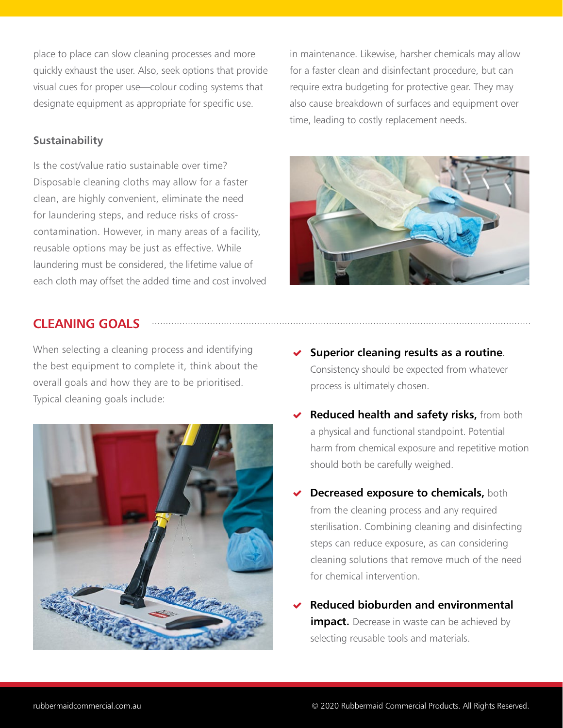place to place can slow cleaning processes and more quickly exhaust the user. Also, seek options that provide visual cues for proper use—colour coding systems that designate equipment as appropriate for specific use.

### Sustainability

Is the cost/value ratio sustainable over time? Disposable cleaning cloths may allow for a faster clean, are highly convenient, eliminate the need for laundering steps, and reduce risks of cross-contamination. However, in many areas of a facility, reusable options may be just as effective. While laundering must be considered, the lifetime value of each cloth may offset the added time and cost involved in maintenance. Likewise, harsher chemicals may allow for a faster clean and disinfectant procedure, but can require extra budgeting for protective gear. They may also cause breakdown of surfaces and equipment over time, leading to costly replacement needs.

## CLEANING GOALS

When selecting a cleaning process and identifying the best equipment to complete it, think about the overall goals and how they are to be prioritised. Typical cleaning goals include:

- **Superior cleaning results as a routine**. Consistency should be expected from whatever process is ultimately chosen.
- **Reduced health and safety risks,** from both a physical and functional standpoint. Potential harm from chemical exposure and repetitive motion should both be carefully weighed.
- **Decreased exposure to chemicals,** both from the cleaning process and any required sterilisation. Combining cleaning and disinfecting steps can reduce exposure, as can considering cleaning solutions that remove much of the need for chemical intervention.
- **Reduced bioburden and environmental impact.** Decrease in waste can be achieved by selecting reusable tools and materials.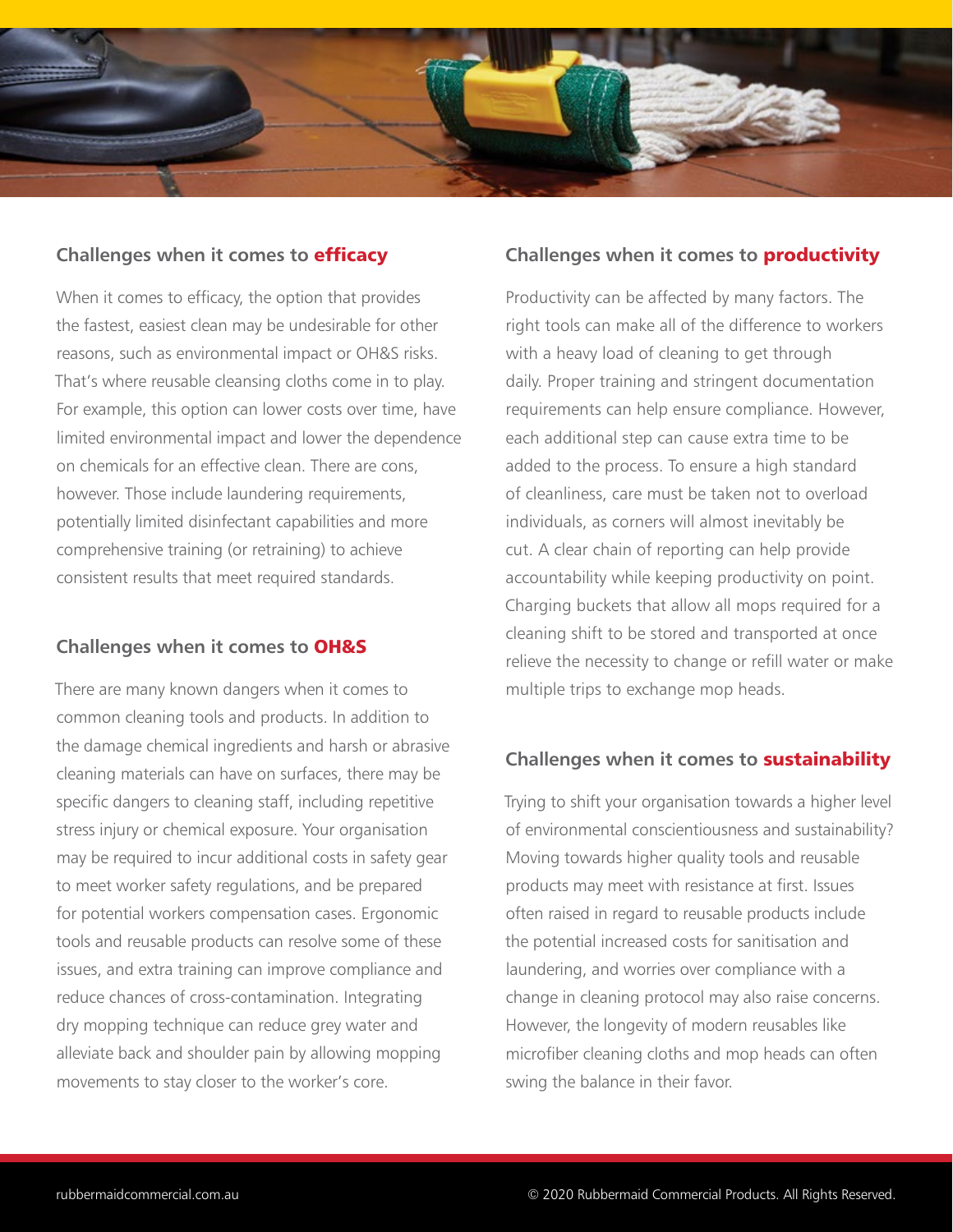### Challenges when it comes to **efficacy**

When it comes to efficacy, the option that provides the fastest, easiest clean may be undesirable for other reasons, such as environmental impact or OH&S risks. That's where reusable cleansing cloths come in to play. For example, this option can lower costs over time, have limited environmental impact and lower the dependence on chemicals for an effective clean. There are cons, however. Those include laundering requirements, potentially limited disinfectant capabilities and more comprehensive training (or retraining) to achieve consistent results that meet required standards.

### Challenges when it comes to **OH&S**

There are many known dangers when it comes to common cleaning tools and products. In addition to the damage chemical ingredients and harsh or abrasive cleaning materials can have on surfaces, there may be specific dangers to cleaning staff, including repetitive stress injury or chemical exposure. Your organisation may be required to incur additional costs in safety gear to meet worker safety regulations, and be prepared for potential workers compensation cases. Ergonomic tools and reusable products can resolve some of these issues, and extra training can improve compliance and reduce chances of cross-contamination. Integrating dry mopping technique can reduce grey water and alleviate back and shoulder pain by allowing mopping movements to stay closer to the worker's core.

### Challenges when it comes to **productivity**

Productivity can be affected by many factors. The right tools can make all of the difference to workers with a heavy load of cleaning to get through daily. Proper training and stringent documentation requirements can help ensure compliance. However, each additional step can cause extra time to be added to the process. To ensure a high standard of cleanliness, care must be taken not to overload individuals, as corners will almost inevitably be cut. A clear chain of reporting can help provide accountability while keeping productivity on point. Charging buckets that allow all mops required for a cleaning shift to be stored and transported at once relieve the necessity to change or refill water or make multiple trips to exchange mop heads.

### Challenges when it comes to **sustainability**

Trying to shift your organisation towards a higher level of environmental conscientiousness and sustainability? Moving towards higher quality tools and reusable products may meet with resistance at first. Issues often raised in regard to reusable products include the potential increased costs for sanitisation and laundering, and worries over compliance with a change in cleaning protocol may also raise concerns. However, the longevity of modern reusables like microfiber cleaning cloths and mop heads can often swing the balance in their favor.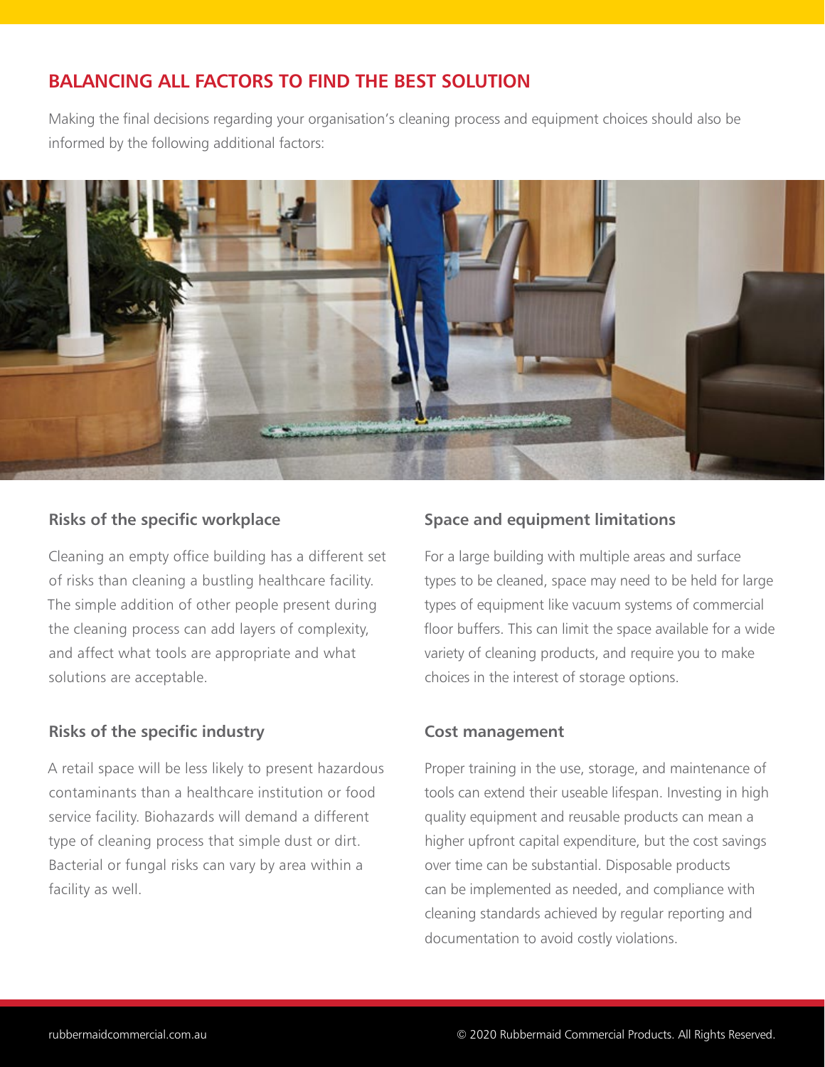## BALANCING ALL FACTORS TO FIND THE BEST SOLUTION

Making the final decisions regarding your organisation's cleaning process and equipment choices should also be informed by the following additional factors:

### Risks of the specific workplace

Cleaning an empty office building has a different set of risks than cleaning a bustling healthcare facility. The simple addition of other people present during the cleaning process can add layers of complexity, and affect what tools are appropriate and what solutions are acceptable.

### Risks of the specific industry

A retail space will be less likely to present hazardous contaminants than a healthcare institution or food service facility. Biohazards will demand a different type of cleaning process that simple dust or dirt. Bacterial or fungal risks can vary by area within a facility as well.

### Space and equipment limitations

For a large building with multiple areas and surface types to be cleaned, space may need to be held for large types of equipment like vacuum systems of commercial floor buffers. This can limit the space available for a wide variety of cleaning products, and require you to make choices in the interest of storage options.

### Cost management

Proper training in the use, storage, and maintenance of tools can extend their useable lifespan. Investing in high quality equipment and reusable products can mean a higher upfront capital expenditure, but the cost savings over time can be substantial. Disposable products can be implemented as needed, and compliance with cleaning standards achieved by regular reporting and documentation to avoid costly violations.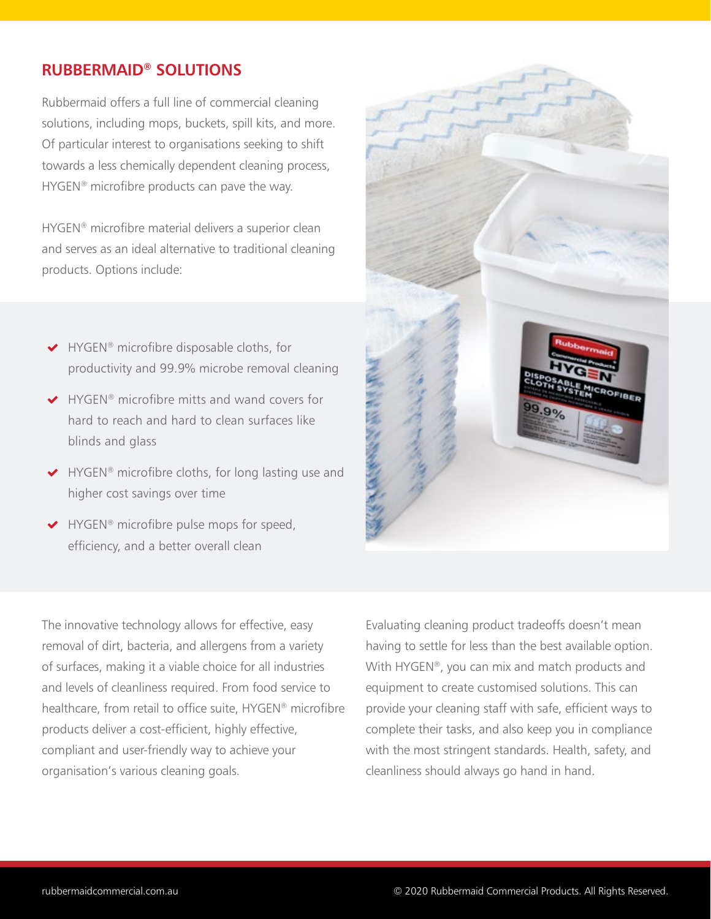## RUBBERMAID® SOLUTIONS

Rubbermaid offers a full line of commercial cleaning solutions, including mops, buckets, spill kits, and more. Of particular interest to organisations seeking to shift towards a less chemically dependent cleaning process, HYGEN® microfibre products can pave the way.

HYGEN® microfibre material delivers a superior clean and serves as an ideal alternative to traditional cleaning products. Options include:

- HYGEN® microfibre disposable cloths, for productivity and 99.9% microbe removal cleaning
- HYGEN® microfibre mitts and wand covers for hard to reach and hard to clean surfaces like blinds and glass
- HYGEN® microfibre cloths, for long lasting use and higher cost savings over time
- HYGEN® microfibre pulse mops for speed, efficiency, and a better overall clean

The innovative technology allows for effective, easy removal of dirt, bacteria, and allergens from a variety of surfaces, making it a viable choice for all industries and levels of cleanliness required. From food service to healthcare, from retail to office suite, HYGEN® microfibre products deliver a cost-efficient, highly effective, compliant and user-friendly way to achieve your organisation's various cleaning goals.

Evaluating cleaning product tradeoffs doesn't mean having to settle for less than the best available option. With HYGEN®, you can mix and match products and equipment to create customised solutions. This can provide your cleaning staff with safe, efficient ways to complete their tasks, and also keep you in compliance with the most stringent standards. Health, safety, and cleanliness should always go hand in hand.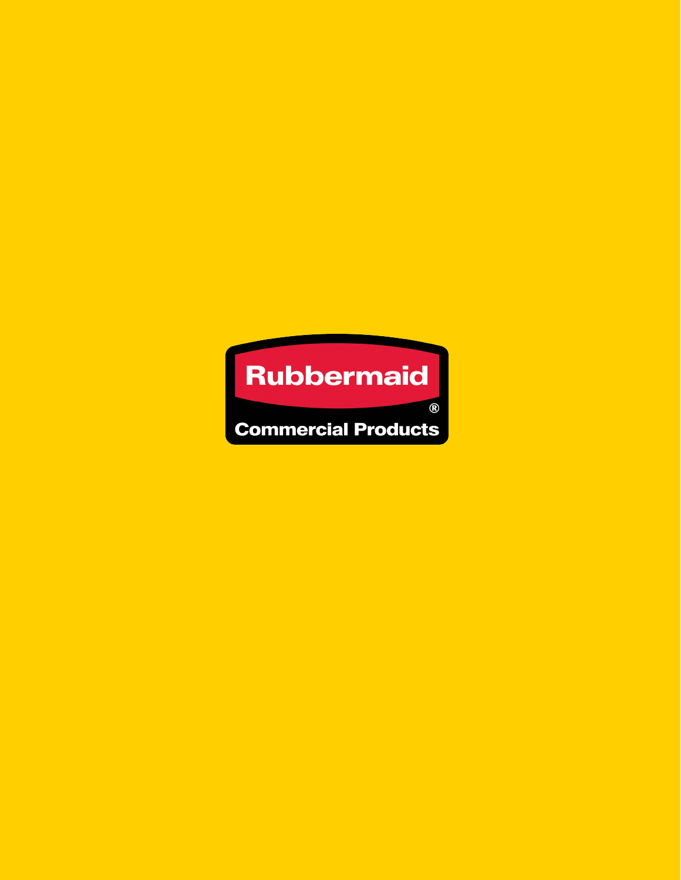Rubbermaid®

Commercial Products